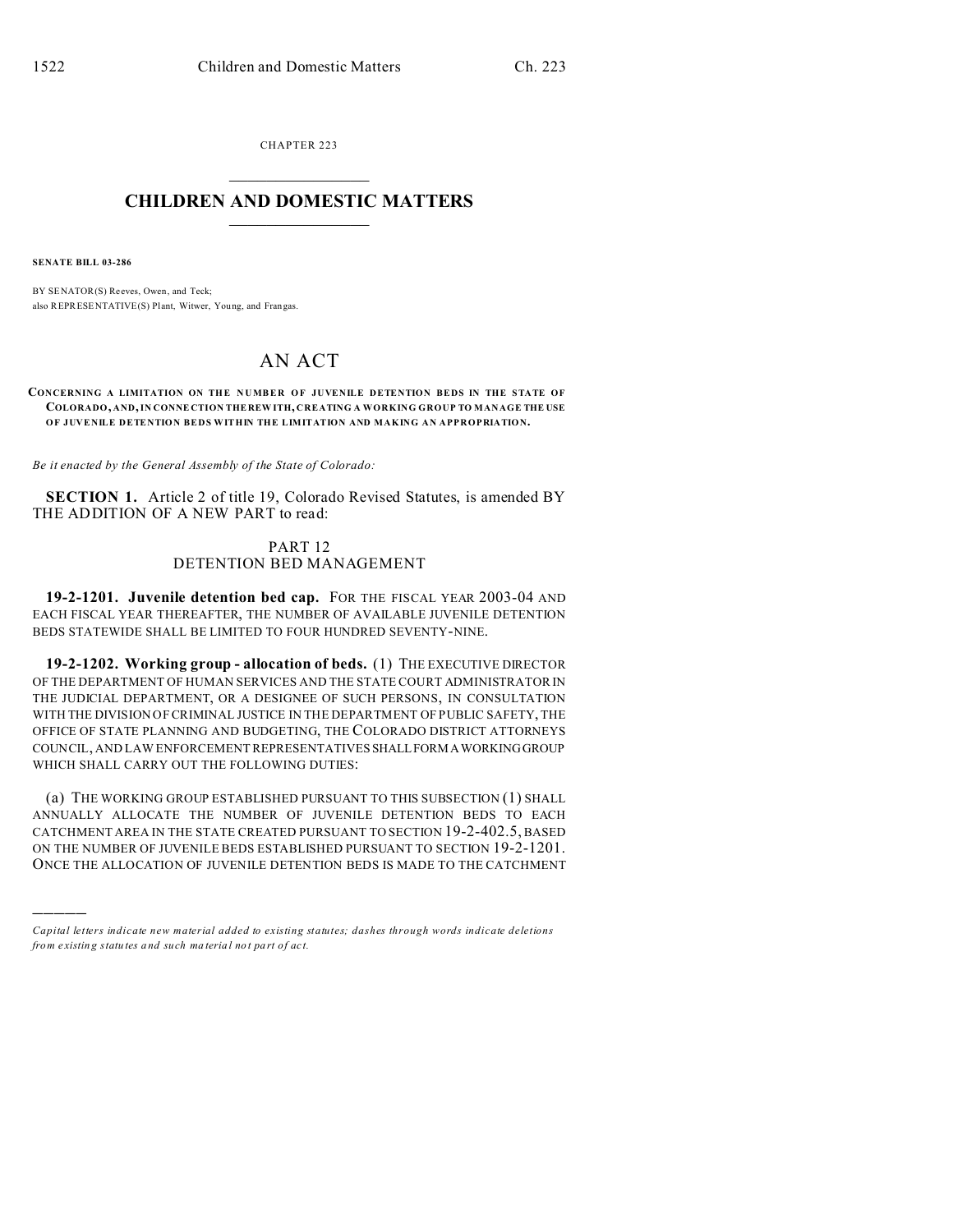CHAPTER 223

# CHILDREN AND DOMESTIC MATTERS

**SENATE BILL 03-286**

BY SENATOR(S) Reeves, Owen, and Teck;
also REPRESENTATIVE(S) Plant, Witwer, Young, and Frangas.

# AN ACT

**CONCERNING A LIMITATION ON THE NUMBER OF JUVENILE DETENTION BEDS IN THE STATE OF COLORADO, AND, IN CONNECTION THEREWITH, CREATING A WORKING GROUP TO MANAGE THE USE OF JUVENILE DETENTION BEDS WITHIN THE LIMITATION AND MAKING AN APPROPRIATION.**

*Be it enacted by the General Assembly of the State of Colorado:*

**SECTION 1.** Article 2 of title 19, Colorado Revised Statutes, is amended BY THE ADDITION OF A NEW PART to read:

## PART 12
## DETENTION BED MANAGEMENT

**19-2-1201. Juvenile detention bed cap.** FOR THE FISCAL YEAR 2003-04 AND EACH FISCAL YEAR THEREAFTER, THE NUMBER OF AVAILABLE JUVENILE DETENTION BEDS STATEWIDE SHALL BE LIMITED TO FOUR HUNDRED SEVENTY-NINE.

**19-2-1202. Working group - allocation of beds.** (1) THE EXECUTIVE DIRECTOR OF THE DEPARTMENT OF HUMAN SERVICES AND THE STATE COURT ADMINISTRATOR IN THE JUDICIAL DEPARTMENT, OR A DESIGNEE OF SUCH PERSONS, IN CONSULTATION WITH THE DIVISION OF CRIMINAL JUSTICE IN THE DEPARTMENT OF PUBLIC SAFETY, THE OFFICE OF STATE PLANNING AND BUDGETING, THE COLORADO DISTRICT ATTORNEYS COUNCIL, AND LAW ENFORCEMENT REPRESENTATIVES SHALL FORM A WORKING GROUP WHICH SHALL CARRY OUT THE FOLLOWING DUTIES:

(a) THE WORKING GROUP ESTABLISHED PURSUANT TO THIS SUBSECTION (1) SHALL ANNUALLY ALLOCATE THE NUMBER OF JUVENILE DETENTION BEDS TO EACH CATCHMENT AREA IN THE STATE CREATED PURSUANT TO SECTION 19-2-402.5, BASED ON THE NUMBER OF JUVENILE BEDS ESTABLISHED PURSUANT TO SECTION 19-2-1201. ONCE THE ALLOCATION OF JUVENILE DETENTION BEDS IS MADE TO THE CATCHMENT

---

*Capital letters indicate new material added to existing statutes; dashes through words indicate deletions from existing statutes and such material not part of act.*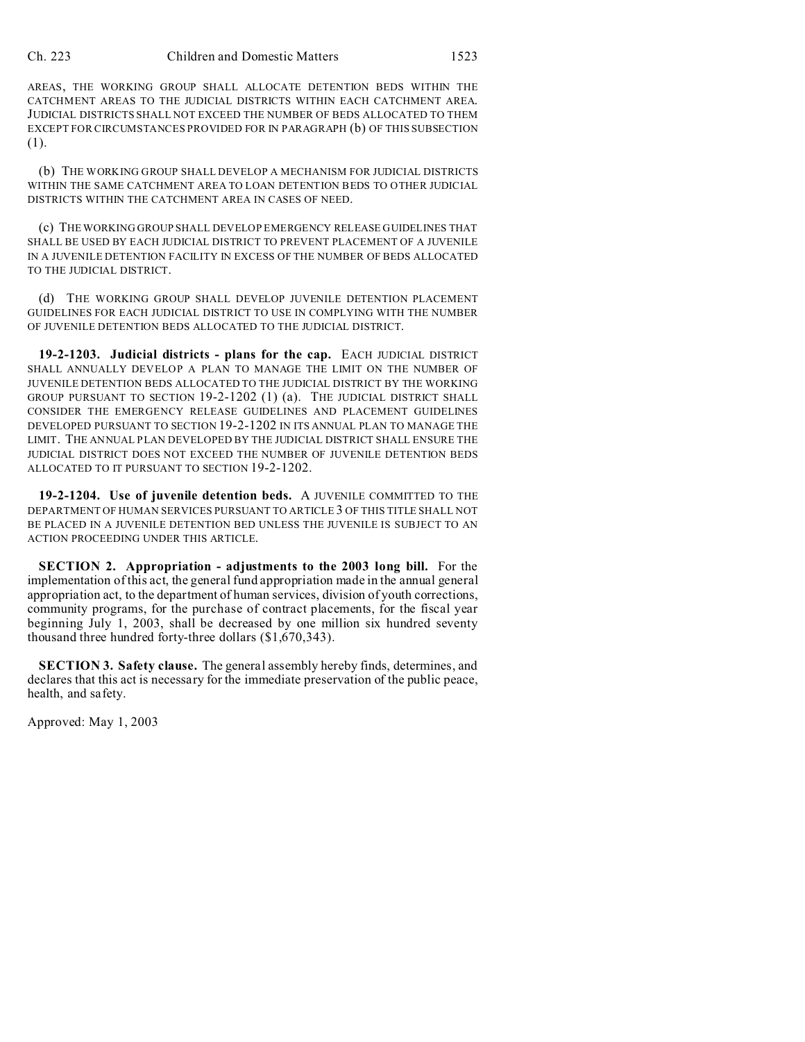AREAS, THE WORKING GROUP SHALL ALLOCATE DETENTION BEDS WITHIN THE CATCHMENT AREAS TO THE JUDICIAL DISTRICTS WITHIN EACH CATCHMENT AREA. JUDICIAL DISTRICTS SHALL NOT EXCEED THE NUMBER OF BEDS ALLOCATED TO THEM EXCEPT FOR CIRCUMSTANCES PROVIDED FOR IN PARAGRAPH (b) OF THIS SUBSECTION (1).

(b) THE WORKING GROUP SHALL DEVELOP A MECHANISM FOR JUDICIAL DISTRICTS WITHIN THE SAME CATCHMENT AREA TO LOAN DETENTION BEDS TO OTHER JUDICIAL DISTRICTS WITHIN THE CATCHMENT AREA IN CASES OF NEED.

(c) THE WORKING GROUP SHALL DEVELOP EMERGENCY RELEASE GUIDELINES THAT SHALL BE USED BY EACH JUDICIAL DISTRICT TO PREVENT PLACEMENT OF A JUVENILE IN A JUVENILE DETENTION FACILITY IN EXCESS OF THE NUMBER OF BEDS ALLOCATED TO THE JUDICIAL DISTRICT.

(d) THE WORKING GROUP SHALL DEVELOP JUVENILE DETENTION PLACEMENT GUIDELINES FOR EACH JUDICIAL DISTRICT TO USE IN COMPLYING WITH THE NUMBER OF JUVENILE DETENTION BEDS ALLOCATED TO THE JUDICIAL DISTRICT.

**19-2-1203. Judicial districts - plans for the cap.** EACH JUDICIAL DISTRICT SHALL ANNUALLY DEVELOP A PLAN TO MANAGE THE LIMIT ON THE NUMBER OF JUVENILE DETENTION BEDS ALLOCATED TO THE JUDICIAL DISTRICT BY THE WORKING GROUP PURSUANT TO SECTION 19-2-1202 (1) (a). THE JUDICIAL DISTRICT SHALL CONSIDER THE EMERGENCY RELEASE GUIDELINES AND PLACEMENT GUIDELINES DEVELOPED PURSUANT TO SECTION 19-2-1202 IN ITS ANNUAL PLAN TO MANAGE THE LIMIT. THE ANNUAL PLAN DEVELOPED BY THE JUDICIAL DISTRICT SHALL ENSURE THE JUDICIAL DISTRICT DOES NOT EXCEED THE NUMBER OF JUVENILE DETENTION BEDS ALLOCATED TO IT PURSUANT TO SECTION 19-2-1202.

**19-2-1204. Use of juvenile detention beds.** A JUVENILE COMMITTED TO THE DEPARTMENT OF HUMAN SERVICES PURSUANT TO ARTICLE 3 OF THIS TITLE SHALL NOT BE PLACED IN A JUVENILE DETENTION BED UNLESS THE JUVENILE IS SUBJECT TO AN ACTION PROCEEDING UNDER THIS ARTICLE.

**SECTION 2. Appropriation - adjustments to the 2003 long bill.** For the implementation of this act, the general fund appropriation made in the annual general appropriation act, to the department of human services, division of youth corrections, community programs, for the purchase of contract placements, for the fiscal year beginning July 1, 2003, shall be decreased by one million six hundred seventy thousand three hundred forty-three dollars ($1,670,343).

**SECTION 3. Safety clause.** The general assembly hereby finds, determines, and declares that this act is necessary for the immediate preservation of the public peace, health, and safety.

Approved: May 1, 2003